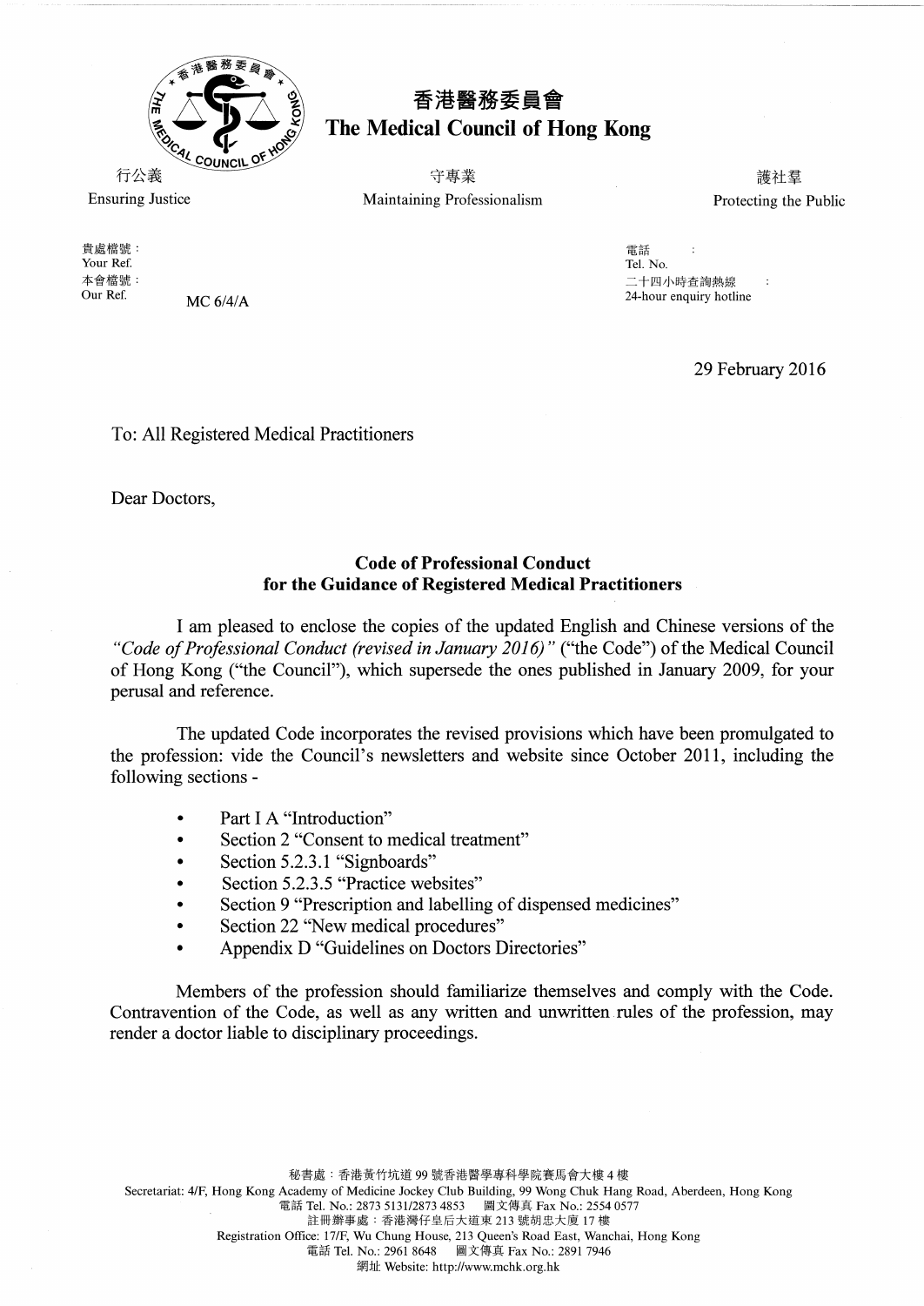# 香港醫務委員會
# The Medical Council of Hong Kong

行公義 守專業 護社羣

Ensuring Justice Maintaining Professionalism Protecting the Public

貴處檔號：
Your Ref.
本會檔號：
Our Ref. MC 6/4/A

電話 ：
Tel. No.
二十四小時查詢熱線 ：
24-hour enquiry hotline

29 February 2016

To: All Registered Medical Practitioners

Dear Doctors,

**Code of Professional Conduct**
**for the Guidance of Registered Medical Practitioners**

I am pleased to enclose the copies of the updated English and Chinese versions of the *"Code of Professional Conduct (revised in January 2016)"* ("the Code") of the Medical Council of Hong Kong ("the Council"), which supersede the ones published in January 2009, for your perusal and reference.

The updated Code incorporates the revised provisions which have been promulgated to the profession: vide the Council's newsletters and website since October 2011, including the following sections -

- Part I A "Introduction"
- Section 2 "Consent to medical treatment"
- Section 5.2.3.1 "Signboards"
- Section 5.2.3.5 "Practice websites"
- Section 9 "Prescription and labelling of dispensed medicines"
- Section 22 "New medical procedures"
- Appendix D "Guidelines on Doctors Directories"

Members of the profession should familiarize themselves and comply with the Code. Contravention of the Code, as well as any written and unwritten rules of the profession, may render a doctor liable to disciplinary proceedings.

秘書處：香港黃竹坑道 99 號香港醫學專科學院賽馬會大樓 4 樓
Secretariat: 4/F, Hong Kong Academy of Medicine Jockey Club Building, 99 Wong Chuk Hang Road, Aberdeen, Hong Kong
電話 Tel. No.: 2873 5131/2873 4853 圖文傳真 Fax No.: 2554 0577
註冊辦事處：香港灣仔皇后大道東 213 號胡忠大廈 17 樓
Registration Office: 17/F, Wu Chung House, 213 Queen's Road East, Wanchai, Hong Kong
電話 Tel. No.: 2961 8648 圖文傳真 Fax No.: 2891 7946
網址 Website: http://www.mchk.org.hk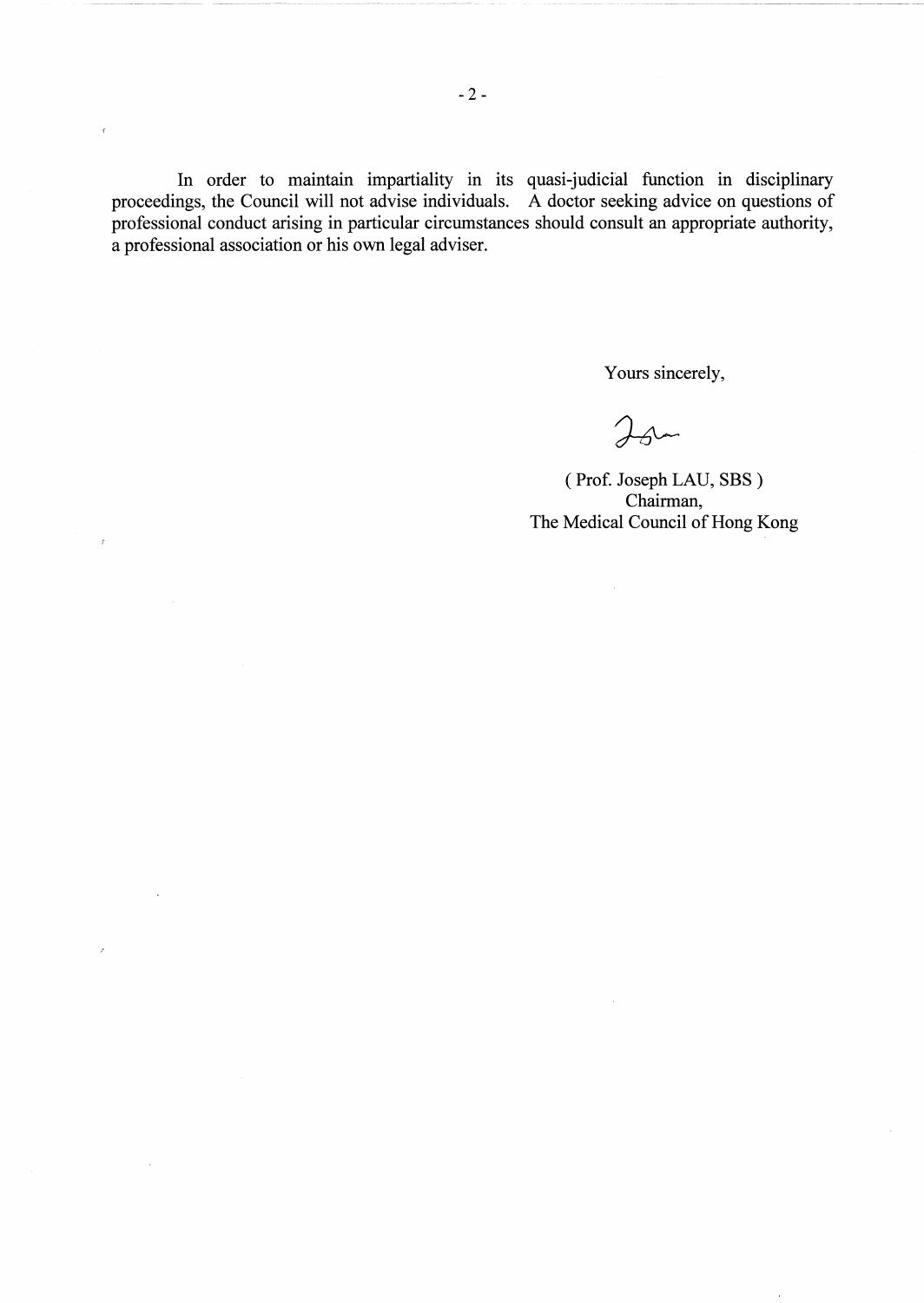In order to maintain impartiality in its quasi-judicial function in disciplinary proceedings, the Council will not advise individuals. A doctor seeking advice on questions of professional conduct arising in particular circumstances should consult an appropriate authority, a professional association or his own legal adviser.

Yours sincerely,

( Prof. Joseph LAU, SBS )
Chairman,
The Medical Council of Hong Kong